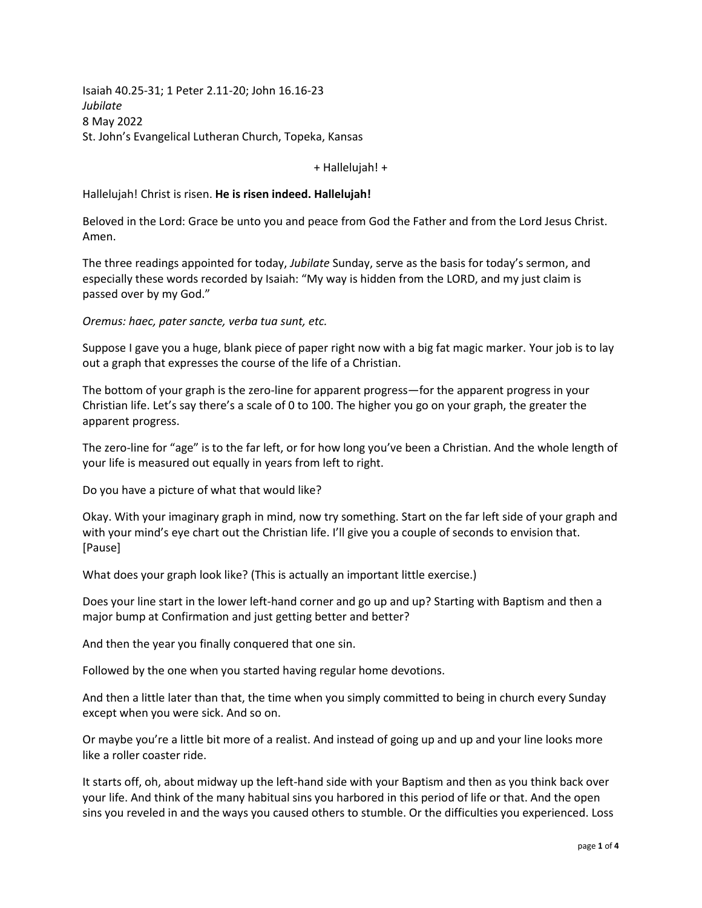Isaiah 40.25-31; 1 Peter 2.11-20; John 16.16-23
*Jubilate*
8 May 2022
St. John's Evangelical Lutheran Church, Topeka, Kansas

+ Hallelujah! +

Hallelujah! Christ is risen. **He is risen indeed. Hallelujah!**

Beloved in the Lord: Grace be unto you and peace from God the Father and from the Lord Jesus Christ. Amen.

The three readings appointed for today, *Jubilate* Sunday, serve as the basis for today's sermon, and especially these words recorded by Isaiah: "My way is hidden from the LORD, and my just claim is passed over by my God."

*Oremus: haec, pater sancte, verba tua sunt, etc.*

Suppose I gave you a huge, blank piece of paper right now with a big fat magic marker. Your job is to lay out a graph that expresses the course of the life of a Christian.

The bottom of your graph is the zero-line for apparent progress—for the apparent progress in your Christian life. Let's say there's a scale of 0 to 100. The higher you go on your graph, the greater the apparent progress.

The zero-line for "age" is to the far left, or for how long you've been a Christian. And the whole length of your life is measured out equally in years from left to right.

Do you have a picture of what that would like?

Okay. With your imaginary graph in mind, now try something. Start on the far left side of your graph and with your mind's eye chart out the Christian life. I'll give you a couple of seconds to envision that. [Pause]

What does your graph look like? (This is actually an important little exercise.)

Does your line start in the lower left-hand corner and go up and up? Starting with Baptism and then a major bump at Confirmation and just getting better and better?

And then the year you finally conquered that one sin.

Followed by the one when you started having regular home devotions.

And then a little later than that, the time when you simply committed to being in church every Sunday except when you were sick. And so on.

Or maybe you're a little bit more of a realist. And instead of going up and up and your line looks more like a roller coaster ride.

It starts off, oh, about midway up the left-hand side with your Baptism and then as you think back over your life. And think of the many habitual sins you harbored in this period of life or that. And the open sins you reveled in and the ways you caused others to stumble. Or the difficulties you experienced. Loss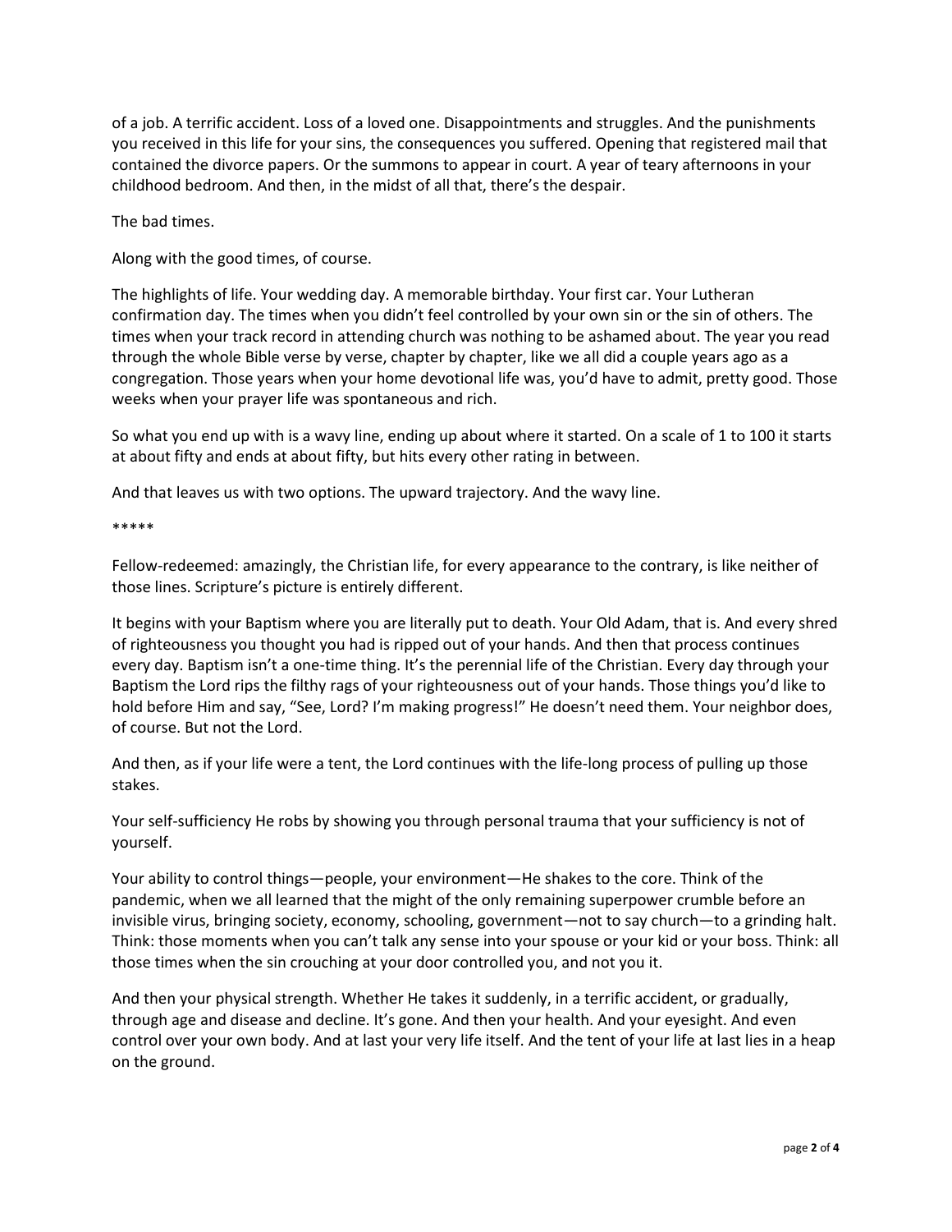of a job. A terrific accident. Loss of a loved one. Disappointments and struggles. And the punishments you received in this life for your sins, the consequences you suffered. Opening that registered mail that contained the divorce papers. Or the summons to appear in court. A year of teary afternoons in your childhood bedroom. And then, in the midst of all that, there's the despair.

The bad times.

Along with the good times, of course.

The highlights of life. Your wedding day. A memorable birthday. Your first car. Your Lutheran confirmation day. The times when you didn't feel controlled by your own sin or the sin of others. The times when your track record in attending church was nothing to be ashamed about. The year you read through the whole Bible verse by verse, chapter by chapter, like we all did a couple years ago as a congregation. Those years when your home devotional life was, you'd have to admit, pretty good. Those weeks when your prayer life was spontaneous and rich.

So what you end up with is a wavy line, ending up about where it started. On a scale of 1 to 100 it starts at about fifty and ends at about fifty, but hits every other rating in between.

And that leaves us with two options. The upward trajectory. And the wavy line.

*****

Fellow-redeemed: amazingly, the Christian life, for every appearance to the contrary, is like neither of those lines. Scripture's picture is entirely different.

It begins with your Baptism where you are literally put to death. Your Old Adam, that is. And every shred of righteousness you thought you had is ripped out of your hands. And then that process continues every day. Baptism isn't a one-time thing. It's the perennial life of the Christian. Every day through your Baptism the Lord rips the filthy rags of your righteousness out of your hands. Those things you'd like to hold before Him and say, "See, Lord? I'm making progress!" He doesn't need them. Your neighbor does, of course. But not the Lord.

And then, as if your life were a tent, the Lord continues with the life-long process of pulling up those stakes.

Your self-sufficiency He robs by showing you through personal trauma that your sufficiency is not of yourself.

Your ability to control things—people, your environment—He shakes to the core. Think of the pandemic, when we all learned that the might of the only remaining superpower crumble before an invisible virus, bringing society, economy, schooling, government—not to say church—to a grinding halt. Think: those moments when you can't talk any sense into your spouse or your kid or your boss. Think: all those times when the sin crouching at your door controlled you, and not you it.

And then your physical strength. Whether He takes it suddenly, in a terrific accident, or gradually, through age and disease and decline. It's gone. And then your health. And your eyesight. And even control over your own body. And at last your very life itself. And the tent of your life at last lies in a heap on the ground.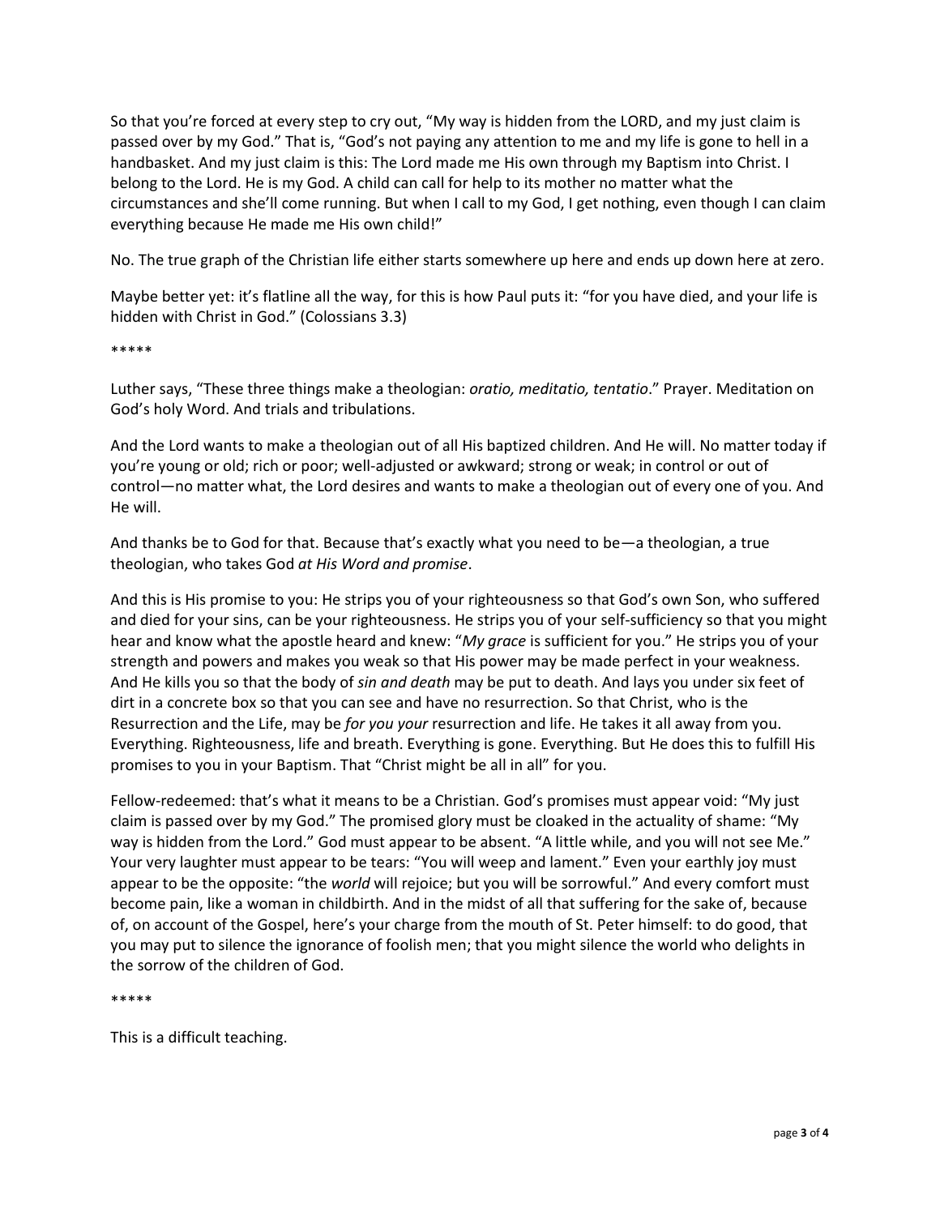So that you're forced at every step to cry out, "My way is hidden from the LORD, and my just claim is passed over by my God." That is, "God's not paying any attention to me and my life is gone to hell in a handbasket. And my just claim is this: The Lord made me His own through my Baptism into Christ. I belong to the Lord. He is my God. A child can call for help to its mother no matter what the circumstances and she'll come running. But when I call to my God, I get nothing, even though I can claim everything because He made me His own child!"

No. The true graph of the Christian life either starts somewhere up here and ends up down here at zero.

Maybe better yet: it's flatline all the way, for this is how Paul puts it: "for you have died, and your life is hidden with Christ in God." (Colossians 3.3)

*****

Luther says, "These three things make a theologian: *oratio, meditatio, tentatio*." Prayer. Meditation on God's holy Word. And trials and tribulations.

And the Lord wants to make a theologian out of all His baptized children. And He will. No matter today if you're young or old; rich or poor; well-adjusted or awkward; strong or weak; in control or out of control—no matter what, the Lord desires and wants to make a theologian out of every one of you. And He will.

And thanks be to God for that. Because that's exactly what you need to be—a theologian, a true theologian, who takes God *at His Word and promise*.

And this is His promise to you: He strips you of your righteousness so that God's own Son, who suffered and died for your sins, can be your righteousness. He strips you of your self-sufficiency so that you might hear and know what the apostle heard and knew: "*My grace* is sufficient for you." He strips you of your strength and powers and makes you weak so that His power may be made perfect in your weakness. And He kills you so that the body of *sin and death* may be put to death. And lays you under six feet of dirt in a concrete box so that you can see and have no resurrection. So that Christ, who is the Resurrection and the Life, may be *for you your* resurrection and life. He takes it all away from you. Everything. Righteousness, life and breath. Everything is gone. Everything. But He does this to fulfill His promises to you in your Baptism. That "Christ might be all in all" for you.

Fellow-redeemed: that's what it means to be a Christian. God's promises must appear void: "My just claim is passed over by my God." The promised glory must be cloaked in the actuality of shame: "My way is hidden from the Lord." God must appear to be absent. "A little while, and you will not see Me." Your very laughter must appear to be tears: "You will weep and lament." Even your earthly joy must appear to be the opposite: "the *world* will rejoice; but you will be sorrowful." And every comfort must become pain, like a woman in childbirth. And in the midst of all that suffering for the sake of, because of, on account of the Gospel, here's your charge from the mouth of St. Peter himself: to do good, that you may put to silence the ignorance of foolish men; that you might silence the world who delights in the sorrow of the children of God.

*****

This is a difficult teaching.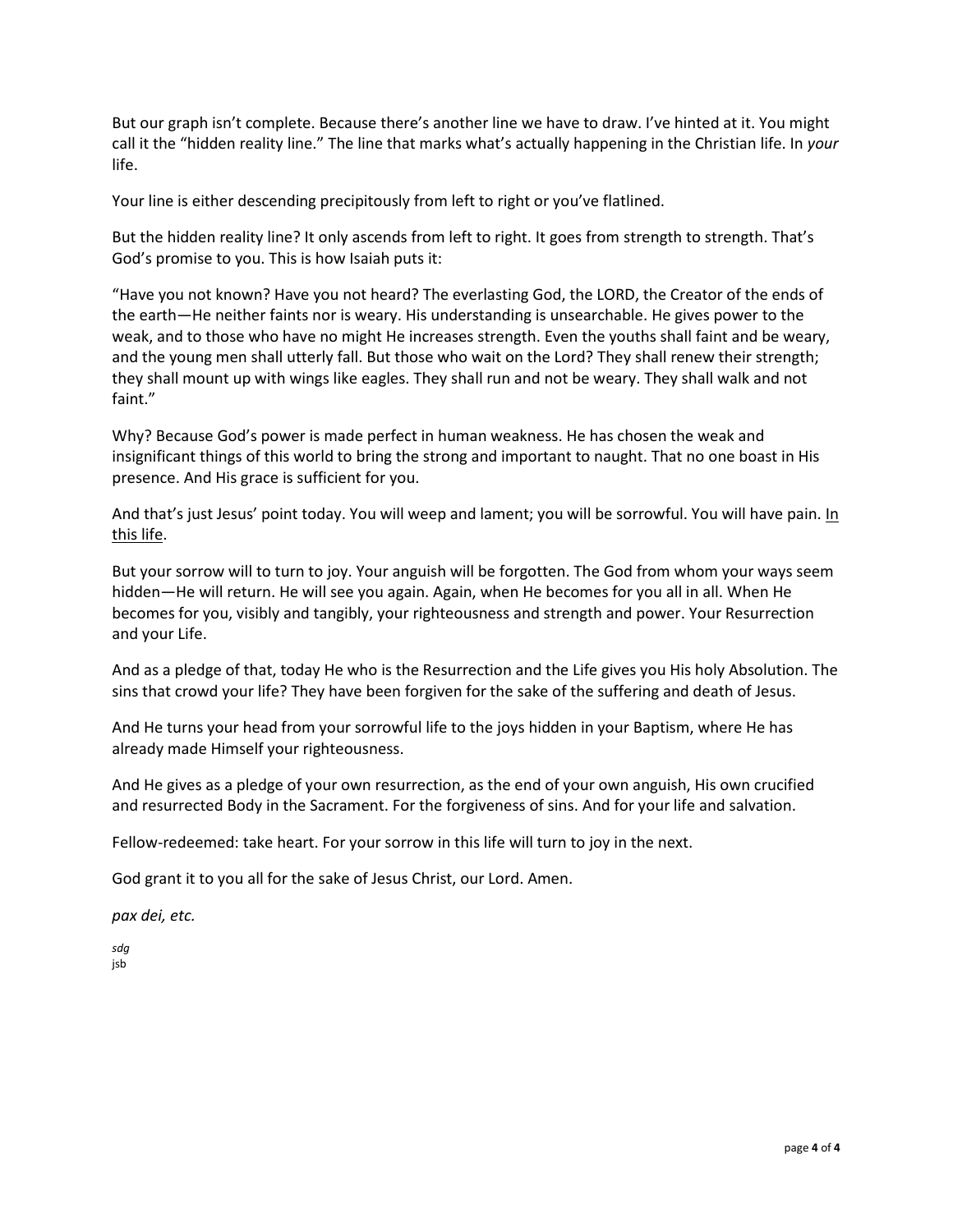But our graph isn't complete. Because there's another line we have to draw. I've hinted at it. You might call it the "hidden reality line." The line that marks what's actually happening in the Christian life. In *your* life.

Your line is either descending precipitously from left to right or you've flatlined.

But the hidden reality line? It only ascends from left to right. It goes from strength to strength. That's God's promise to you. This is how Isaiah puts it:

"Have you not known? Have you not heard? The everlasting God, the LORD, the Creator of the ends of the earth—He neither faints nor is weary. His understanding is unsearchable. He gives power to the weak, and to those who have no might He increases strength. Even the youths shall faint and be weary, and the young men shall utterly fall. But those who wait on the Lord? They shall renew their strength; they shall mount up with wings like eagles. They shall run and not be weary. They shall walk and not faint."

Why? Because God's power is made perfect in human weakness. He has chosen the weak and insignificant things of this world to bring the strong and important to naught. That no one boast in His presence. And His grace is sufficient for you.

And that's just Jesus' point today. You will weep and lament; you will be sorrowful. You will have pain. <u>In this life</u>.

But your sorrow will to turn to joy. Your anguish will be forgotten. The God from whom your ways seem hidden—He will return. He will see you again. Again, when He becomes for you all in all. When He becomes for you, visibly and tangibly, your righteousness and strength and power. Your Resurrection and your Life.

And as a pledge of that, today He who is the Resurrection and the Life gives you His holy Absolution. The sins that crowd your life? They have been forgiven for the sake of the suffering and death of Jesus.

And He turns your head from your sorrowful life to the joys hidden in your Baptism, where He has already made Himself your righteousness.

And He gives as a pledge of your own resurrection, as the end of your own anguish, His own crucified and resurrected Body in the Sacrament. For the forgiveness of sins. And for your life and salvation.

Fellow-redeemed: take heart. For your sorrow in this life will turn to joy in the next.

God grant it to you all for the sake of Jesus Christ, our Lord. Amen.

*pax dei, etc.*

*sdg*
jsb